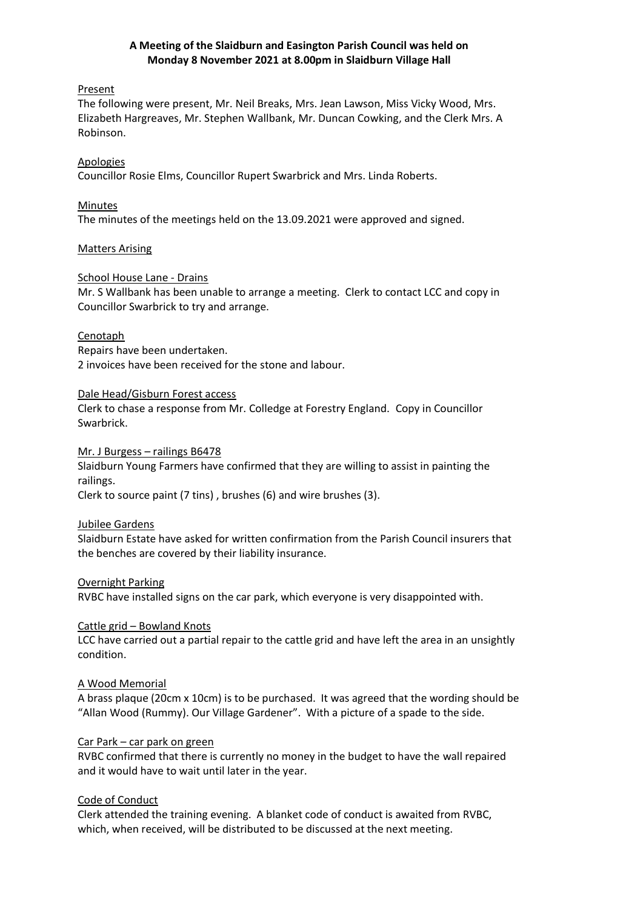**A Meeting of the Slaidburn and Easington Parish Council was held on Monday 8 November 2021 at 8.00pm in Slaidburn Village Hall**

Present

The following were present, Mr. Neil Breaks, Mrs. Jean Lawson, Miss Vicky Wood, Mrs. Elizabeth Hargreaves, Mr. Stephen Wallbank, Mr. Duncan Cowking, and the Clerk Mrs. A Robinson.

Apologies

Councillor Rosie Elms, Councillor Rupert Swarbrick and Mrs. Linda Roberts.

Minutes

The minutes of the meetings held on the 13.09.2021 were approved and signed.

Matters Arising

School House Lane - Drains

Mr. S Wallbank has been unable to arrange a meeting. Clerk to contact LCC and copy in Councillor Swarbrick to try and arrange.

Cenotaph

Repairs have been undertaken.
2 invoices have been received for the stone and labour.

Dale Head/Gisburn Forest access

Clerk to chase a response from Mr. Colledge at Forestry England. Copy in Councillor Swarbrick.

Mr. J Burgess – railings B6478

Slaidburn Young Farmers have confirmed that they are willing to assist in painting the railings.
Clerk to source paint (7 tins) , brushes (6) and wire brushes (3).

Jubilee Gardens

Slaidburn Estate have asked for written confirmation from the Parish Council insurers that the benches are covered by their liability insurance.

Overnight Parking

RVBC have installed signs on the car park, which everyone is very disappointed with.

Cattle grid – Bowland Knots

LCC have carried out a partial repair to the cattle grid and have left the area in an unsightly condition.

A Wood Memorial

A brass plaque (20cm x 10cm) is to be purchased. It was agreed that the wording should be "Allan Wood (Rummy). Our Village Gardener". With a picture of a spade to the side.

Car Park – car park on green

RVBC confirmed that there is currently no money in the budget to have the wall repaired and it would have to wait until later in the year.

Code of Conduct

Clerk attended the training evening. A blanket code of conduct is awaited from RVBC, which, when received, will be distributed to be discussed at the next meeting.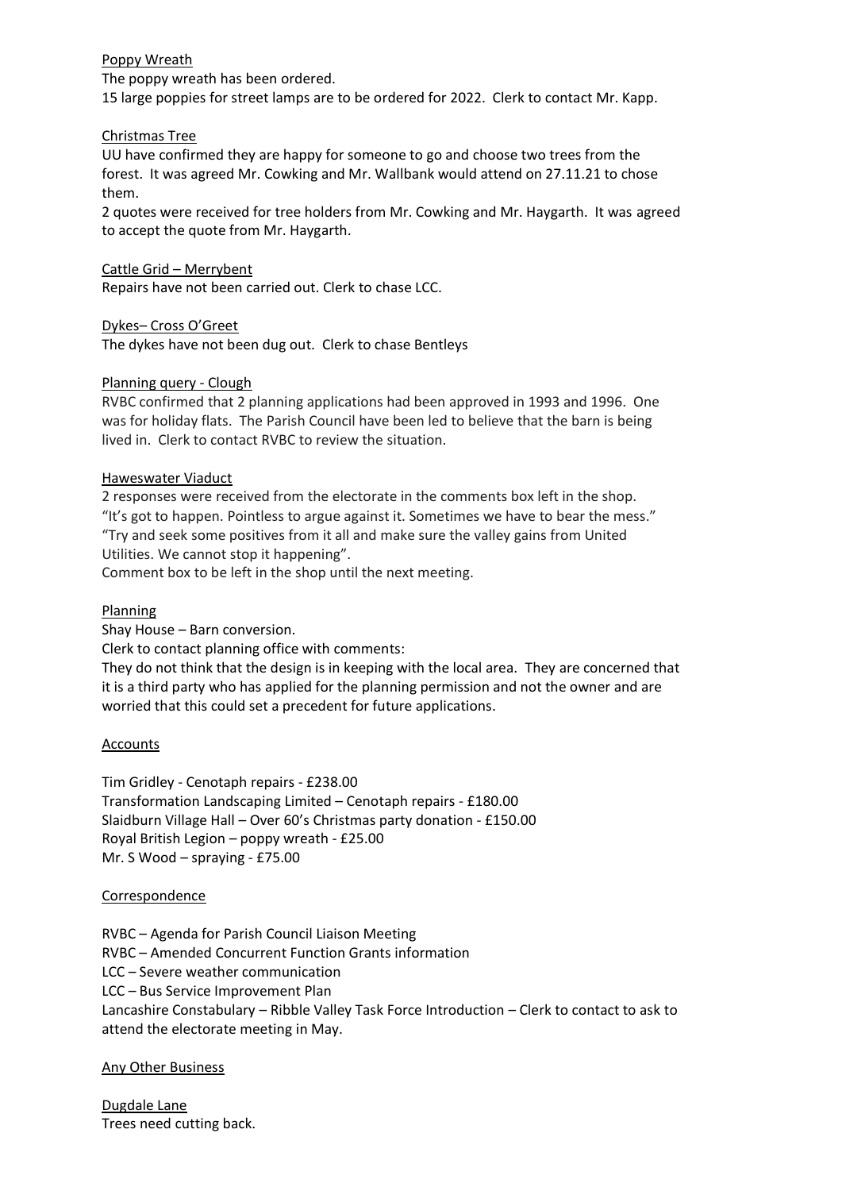Poppy Wreath

The poppy wreath has been ordered.

15 large poppies for street lamps are to be ordered for 2022. Clerk to contact Mr. Kapp.

Christmas Tree

UU have confirmed they are happy for someone to go and choose two trees from the forest. It was agreed Mr. Cowking and Mr. Wallbank would attend on 27.11.21 to chose them.

2 quotes were received for tree holders from Mr. Cowking and Mr. Haygarth. It was agreed to accept the quote from Mr. Haygarth.

Cattle Grid – Merrybent

Repairs have not been carried out. Clerk to chase LCC.

Dykes– Cross O'Greet

The dykes have not been dug out. Clerk to chase Bentleys

Planning query - Clough

RVBC confirmed that 2 planning applications had been approved in 1993 and 1996. One was for holiday flats. The Parish Council have been led to believe that the barn is being lived in. Clerk to contact RVBC to review the situation.

Haweswater Viaduct

2 responses were received from the electorate in the comments box left in the shop.
"It's got to happen. Pointless to argue against it. Sometimes we have to bear the mess."
"Try and seek some positives from it all and make sure the valley gains from United Utilities. We cannot stop it happening".

Comment box to be left in the shop until the next meeting.

Planning

Shay House – Barn conversion.

Clerk to contact planning office with comments:

They do not think that the design is in keeping with the local area. They are concerned that it is a third party who has applied for the planning permission and not the owner and are worried that this could set a precedent for future applications.

Accounts

Tim Gridley - Cenotaph repairs - £238.00
Transformation Landscaping Limited – Cenotaph repairs - £180.00
Slaidburn Village Hall – Over 60's Christmas party donation - £150.00
Royal British Legion – poppy wreath - £25.00
Mr. S Wood – spraying - £75.00

Correspondence

RVBC – Agenda for Parish Council Liaison Meeting
RVBC – Amended Concurrent Function Grants information
LCC – Severe weather communication
LCC – Bus Service Improvement Plan
Lancashire Constabulary – Ribble Valley Task Force Introduction – Clerk to contact to ask to attend the electorate meeting in May.

Any Other Business

Dugdale Lane

Trees need cutting back.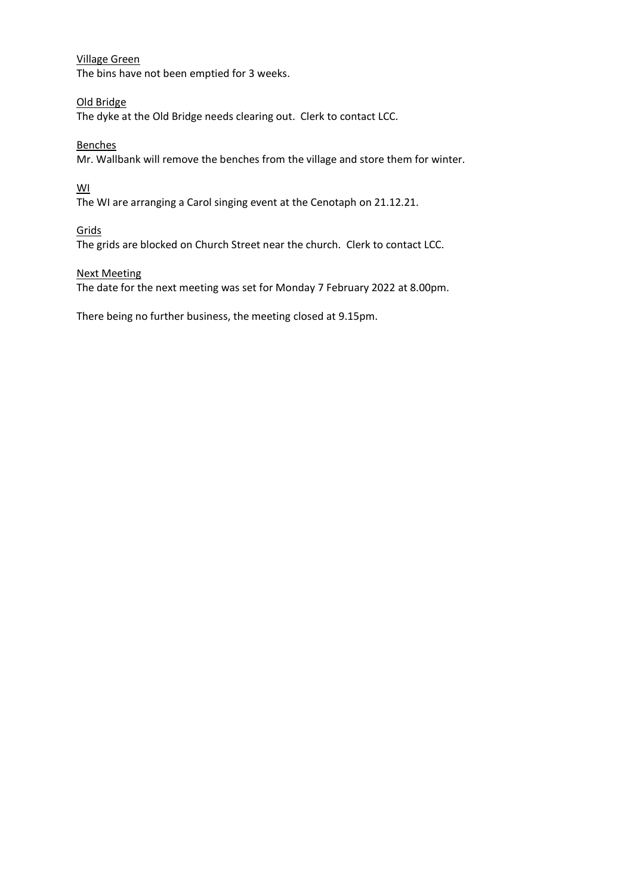<u>Village Green</u>
The bins have not been emptied for 3 weeks.

<u>Old Bridge</u>
The dyke at the Old Bridge needs clearing out. Clerk to contact LCC.

<u>Benches</u>
Mr. Wallbank will remove the benches from the village and store them for winter.

<u>WI</u>
The WI are arranging a Carol singing event at the Cenotaph on 21.12.21.

<u>Grids</u>
The grids are blocked on Church Street near the church. Clerk to contact LCC.

<u>Next Meeting</u>
The date for the next meeting was set for Monday 7 February 2022 at 8.00pm.

There being no further business, the meeting closed at 9.15pm.